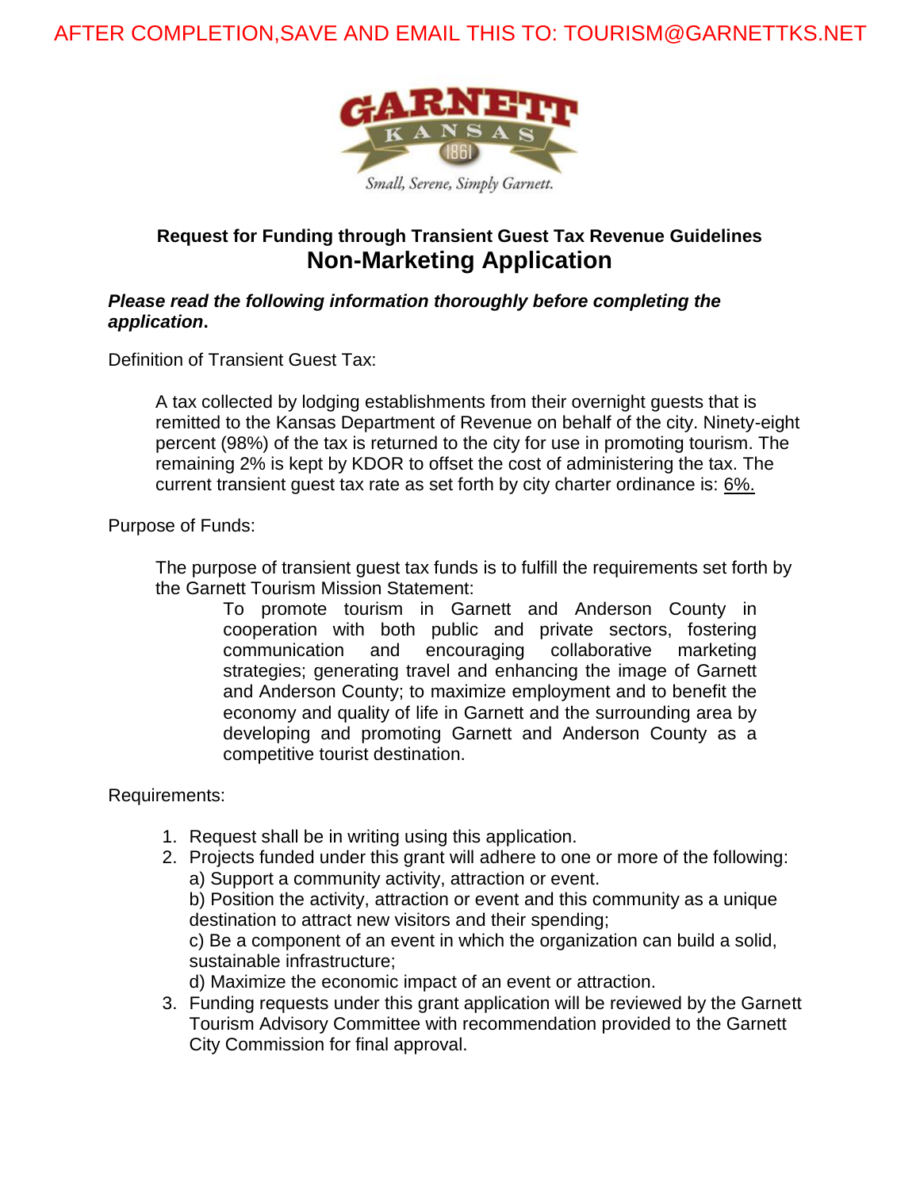AFTER COMPLETION,SAVE AND EMAIL THIS TO: TOURISM@GARNETTKS.NET

GARNETT KANSAS 1861

*Small, Serene, Simply Garnett.*

### Request for Funding through Transient Guest Tax Revenue Guidelines

## Non-Marketing Application

***Please read the following information thoroughly before completing the application*.**

Definition of Transient Guest Tax:

> A tax collected by lodging establishments from their overnight guests that is remitted to the Kansas Department of Revenue on behalf of the city. Ninety-eight percent (98%) of the tax is returned to the city for use in promoting tourism. The remaining 2% is kept by KDOR to offset the cost of administering the tax. The current transient guest tax rate as set forth by city charter ordinance is: 6%.

Purpose of Funds:

> The purpose of transient guest tax funds is to fulfill the requirements set forth by the Garnett Tourism Mission Statement:
>
> > To promote tourism in Garnett and Anderson County in cooperation with both public and private sectors, fostering communication and encouraging collaborative marketing strategies; generating travel and enhancing the image of Garnett and Anderson County; to maximize employment and to benefit the economy and quality of life in Garnett and the surrounding area by developing and promoting Garnett and Anderson County as a competitive tourist destination.

Requirements:

1. Request shall be in writing using this application.
2. Projects funded under this grant will adhere to one or more of the following:
   a) Support a community activity, attraction or event.
   b) Position the activity, attraction or event and this community as a unique destination to attract new visitors and their spending;
   c) Be a component of an event in which the organization can build a solid, sustainable infrastructure;
   d) Maximize the economic impact of an event or attraction.
3. Funding requests under this grant application will be reviewed by the Garnett Tourism Advisory Committee with recommendation provided to the Garnett City Commission for final approval.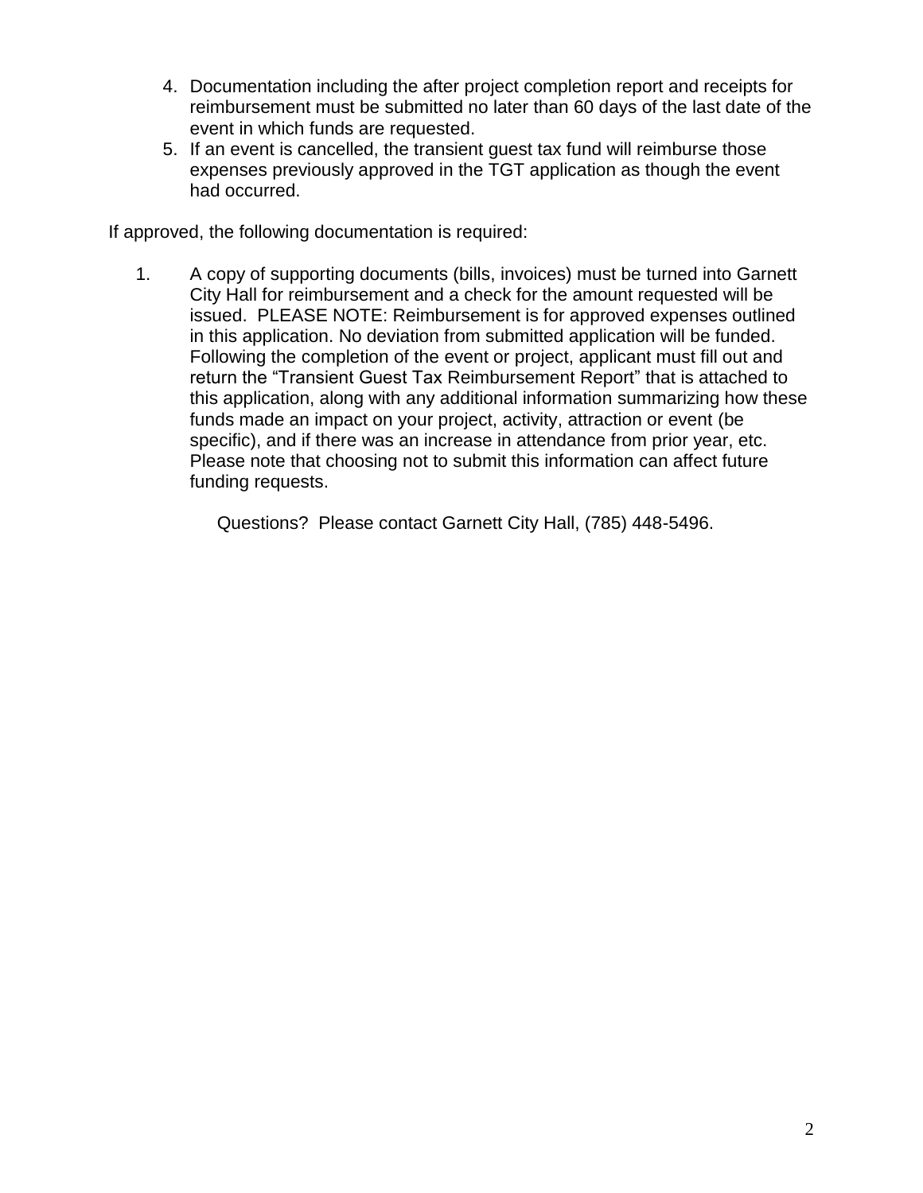4. Documentation including the after project completion report and receipts for reimbursement must be submitted no later than 60 days of the last date of the event in which funds are requested.
5. If an event is cancelled, the transient guest tax fund will reimburse those expenses previously approved in the TGT application as though the event had occurred.

If approved, the following documentation is required:

1. A copy of supporting documents (bills, invoices) must be turned into Garnett City Hall for reimbursement and a check for the amount requested will be issued. PLEASE NOTE: Reimbursement is for approved expenses outlined in this application. No deviation from submitted application will be funded. Following the completion of the event or project, applicant must fill out and return the "Transient Guest Tax Reimbursement Report" that is attached to this application, along with any additional information summarizing how these funds made an impact on your project, activity, attraction or event (be specific), and if there was an increase in attendance from prior year, etc. Please note that choosing not to submit this information can affect future funding requests.

Questions? Please contact Garnett City Hall, (785) 448-5496.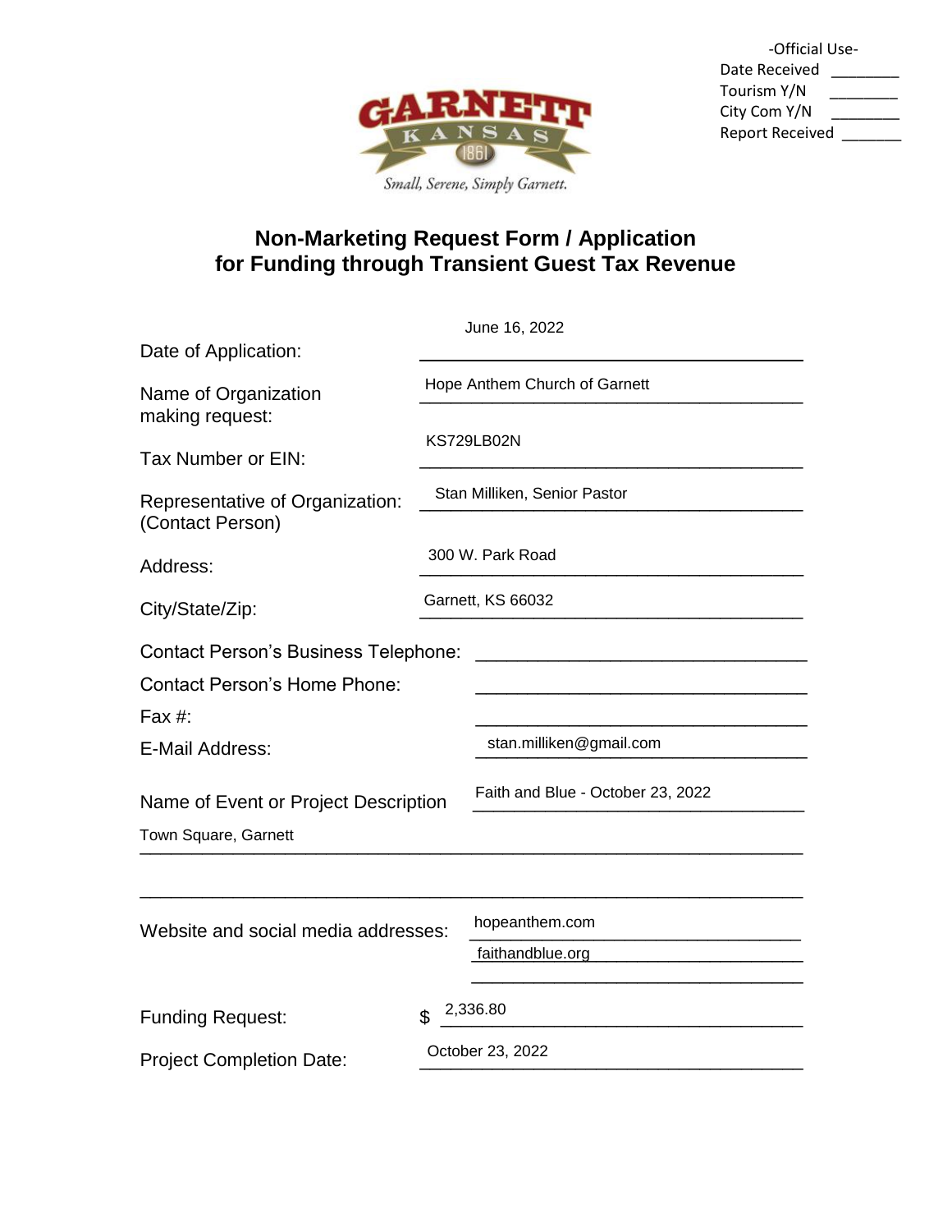-Official Use-
Date Received ________
Tourism Y/N ________
City Com Y/N ________
Report Received ________

GARNETT KANSAS 1861

*Small, Serene, Simply Garnett.*

# Non-Marketing Request Form / Application for Funding through Transient Guest Tax Revenue

Date of Application: June 16, 2022

Name of Organization making request: Hope Anthem Church of Garnett

Tax Number or EIN: KS729LB02N

Representative of Organization: (Contact Person) Stan Milliken, Senior Pastor

Address: 300 W. Park Road

City/State/Zip: Garnett, KS 66032

Contact Person's Business Telephone: ________________

Contact Person's Home Phone: ________________

Fax #: ________________

E-Mail Address: stan.milliken@gmail.com

Name of Event or Project Description: Faith and Blue - October 23, 2022

Town Square, Garnett

Website and social media addresses: hopeanthem.com
faithandblue.org

Funding Request: $ 2,336.80

Project Completion Date: October 23, 2022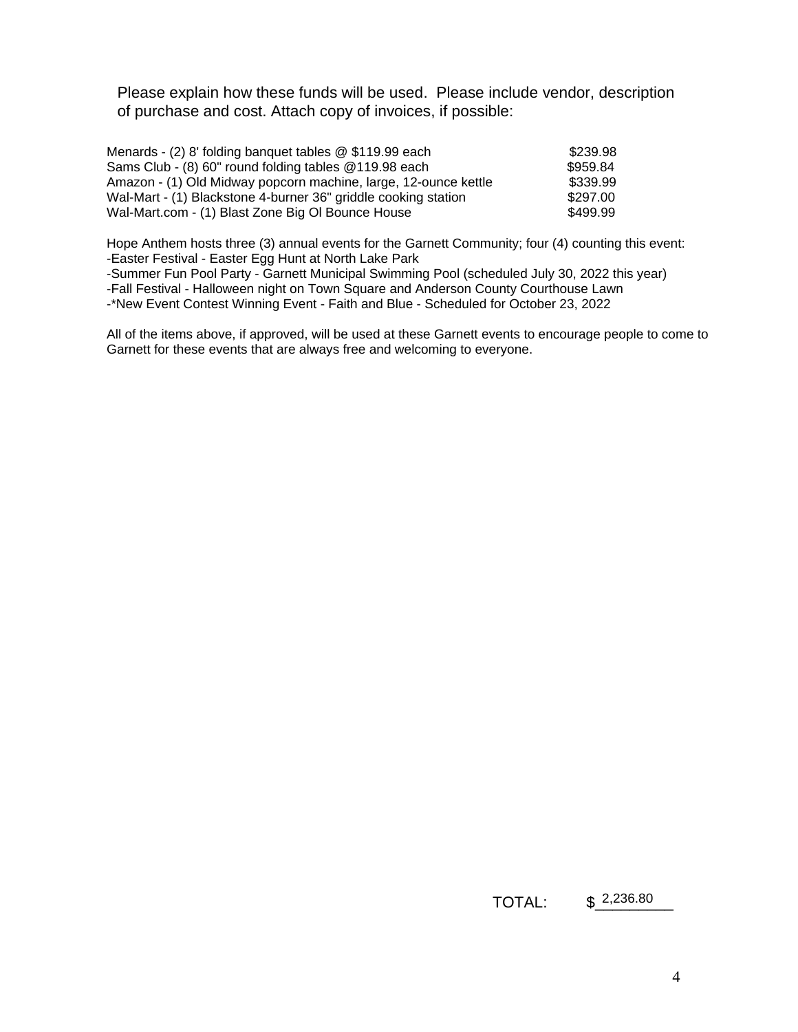Please explain how these funds will be used. Please include vendor, description of purchase and cost. Attach copy of invoices, if possible:

| | |
|---|---|
| Menards - (2) 8' folding banquet tables @ $119.99 each | $239.98 |
| Sams Club - (8) 60" round folding tables @119.98 each | $959.84 |
| Amazon - (1) Old Midway popcorn machine, large, 12-ounce kettle | $339.99 |
| Wal-Mart - (1) Blackstone 4-burner 36" griddle cooking station | $297.00 |
| Wal-Mart.com - (1) Blast Zone Big Ol Bounce House | $499.99 |

Hope Anthem hosts three (3) annual events for the Garnett Community; four (4) counting this event:
-Easter Festival - Easter Egg Hunt at North Lake Park
-Summer Fun Pool Party - Garnett Municipal Swimming Pool (scheduled July 30, 2022 this year)
-Fall Festival - Halloween night on Town Square and Anderson County Courthouse Lawn
-*New Event Contest Winning Event - Faith and Blue - Scheduled for October 23, 2022

All of the items above, if approved, will be used at these Garnett events to encourage people to come to Garnett for these events that are always free and welcoming to everyone.

TOTAL: $ 2,236.80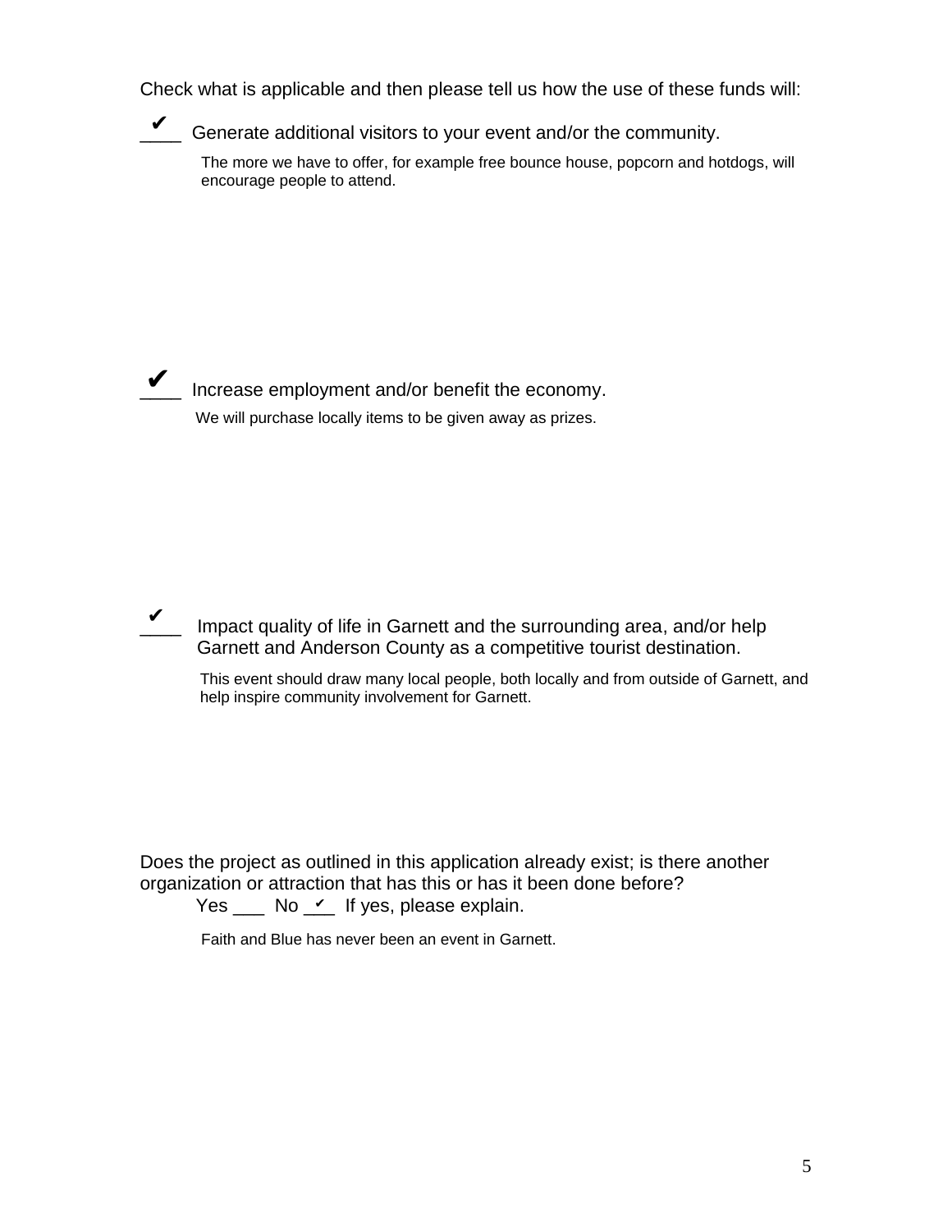Check what is applicable and then please tell us how the use of these funds will:

__✔__ Generate additional visitors to your event and/or the community.

The more we have to offer, for example free bounce house, popcorn and hotdogs, will encourage people to attend.

__✔__ Increase employment and/or benefit the economy.

We will purchase locally items to be given away as prizes.

__✔__ Impact quality of life in Garnett and the surrounding area, and/or help Garnett and Anderson County as a competitive tourist destination.

This event should draw many local people, both locally and from outside of Garnett, and help inspire community involvement for Garnett.

Does the project as outlined in this application already exist; is there another organization or attraction that has this or has it been done before?

Yes ___ No _✔_ If yes, please explain.

Faith and Blue has never been an event in Garnett.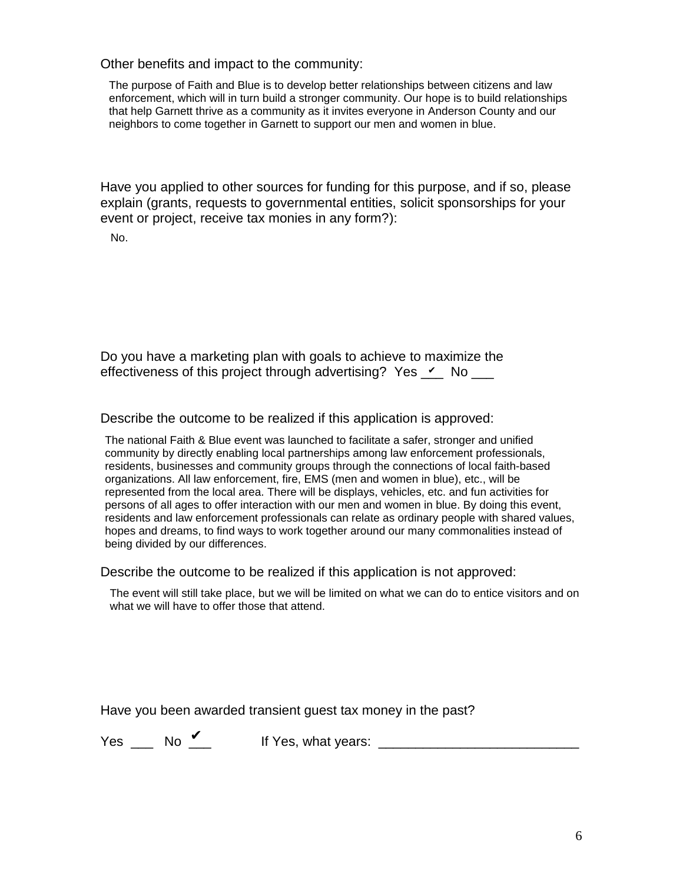Other benefits and impact to the community:

The purpose of Faith and Blue is to develop better relationships between citizens and law enforcement, which will in turn build a stronger community. Our hope is to build relationships that help Garnett thrive as a community as it invites everyone in Anderson County and our neighbors to come together in Garnett to support our men and women in blue.

Have you applied to other sources for funding for this purpose, and if so, please explain (grants, requests to governmental entities, solicit sponsorships for your event or project, receive tax monies in any form?):

No.

Do you have a marketing plan with goals to achieve to maximize the effectiveness of this project through advertising? Yes _✔_ No ___

Describe the outcome to be realized if this application is approved:

The national Faith & Blue event was launched to facilitate a safer, stronger and unified community by directly enabling local partnerships among law enforcement professionals, residents, businesses and community groups through the connections of local faith-based organizations. All law enforcement, fire, EMS (men and women in blue), etc., will be represented from the local area. There will be displays, vehicles, etc. and fun activities for persons of all ages to offer interaction with our men and women in blue. By doing this event, residents and law enforcement professionals can relate as ordinary people with shared values, hopes and dreams, to find ways to work together around our many commonalities instead of being divided by our differences.

Describe the outcome to be realized if this application is not approved:

The event will still take place, but we will be limited on what we can do to entice visitors and on what we will have to offer those that attend.

Have you been awarded transient guest tax money in the past?

Yes ___ No _✔_ If Yes, what years: ___________________________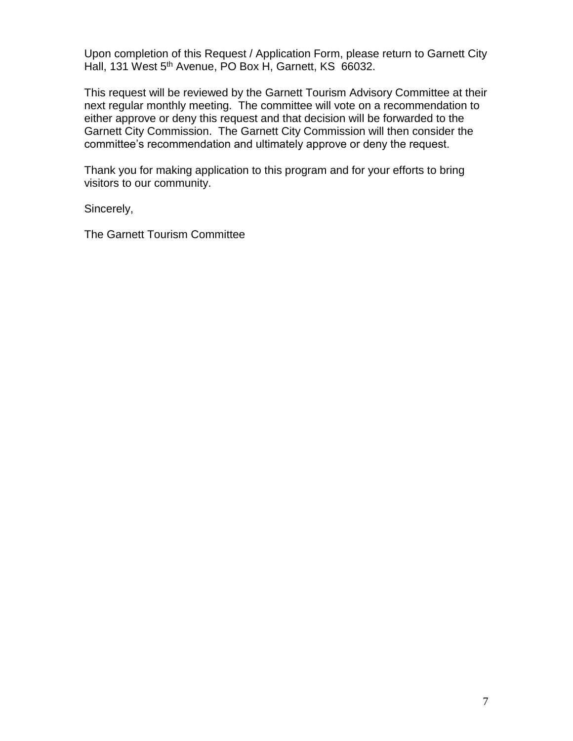Upon completion of this Request / Application Form, please return to Garnett City Hall, 131 West 5th Avenue, PO Box H, Garnett, KS  66032.

This request will be reviewed by the Garnett Tourism Advisory Committee at their next regular monthly meeting.  The committee will vote on a recommendation to either approve or deny this request and that decision will be forwarded to the Garnett City Commission.  The Garnett City Commission will then consider the committee's recommendation and ultimately approve or deny the request.

Thank you for making application to this program and for your efforts to bring visitors to our community.

Sincerely,

The Garnett Tourism Committee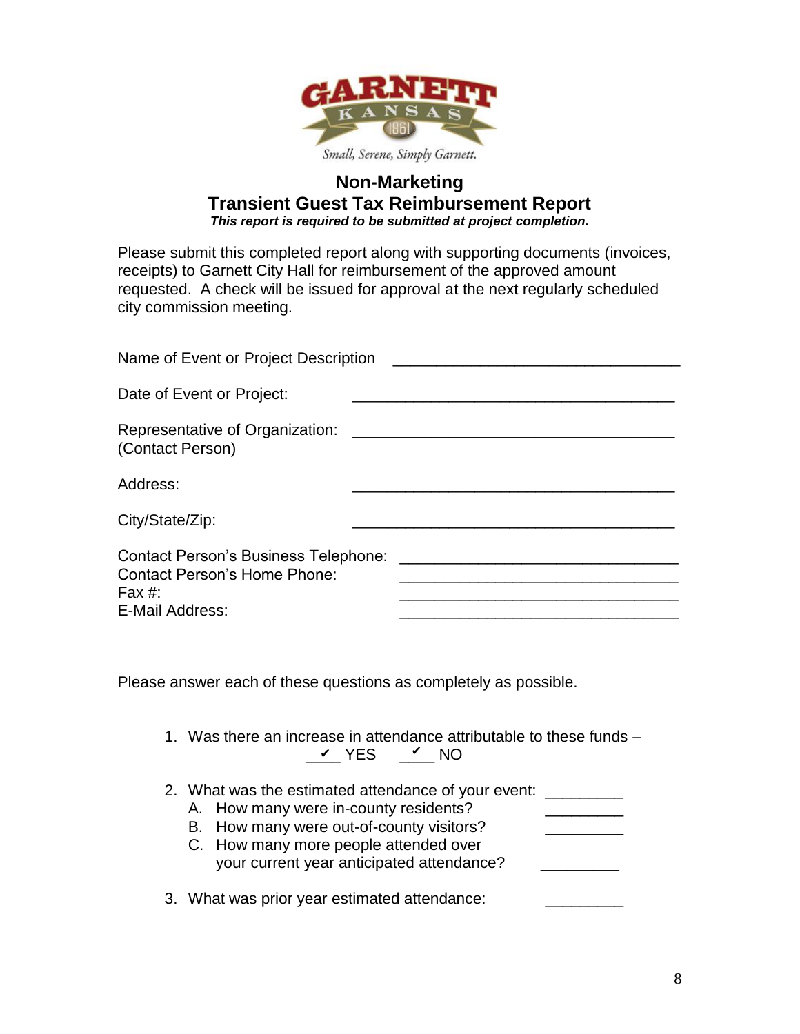GARNETT KANSAS 1861

*Small, Serene, Simply Garnett.*

## Non-Marketing
## Transient Guest Tax Reimbursement Report

***This report is required to be submitted at project completion.***

Please submit this completed report along with supporting documents (invoices, receipts) to Garnett City Hall for reimbursement of the approved amount requested. A check will be issued for approval at the next regularly scheduled city commission meeting.

Name of Event or Project Description ________________________________

Date of Event or Project: ____________________________________

Representative of Organization: ____________________________________
(Contact Person)

Address: ____________________________________

City/State/Zip: ____________________________________

Contact Person's Business Telephone: ________________________________
Contact Person's Home Phone: ________________________________
Fax #: ________________________________
E-Mail Address: ________________________________

Please answer each of these questions as completely as possible.

1. Was there an increase in attendance attributable to these funds –
   \_✔\_ YES \_✔\_ NO

2. What was the estimated attendance of your event: _________
   A. How many were in-county residents? _________
   B. How many were out-of-county visitors? _________
   C. How many more people attended over your current year anticipated attendance? _________

3. What was prior year estimated attendance: _________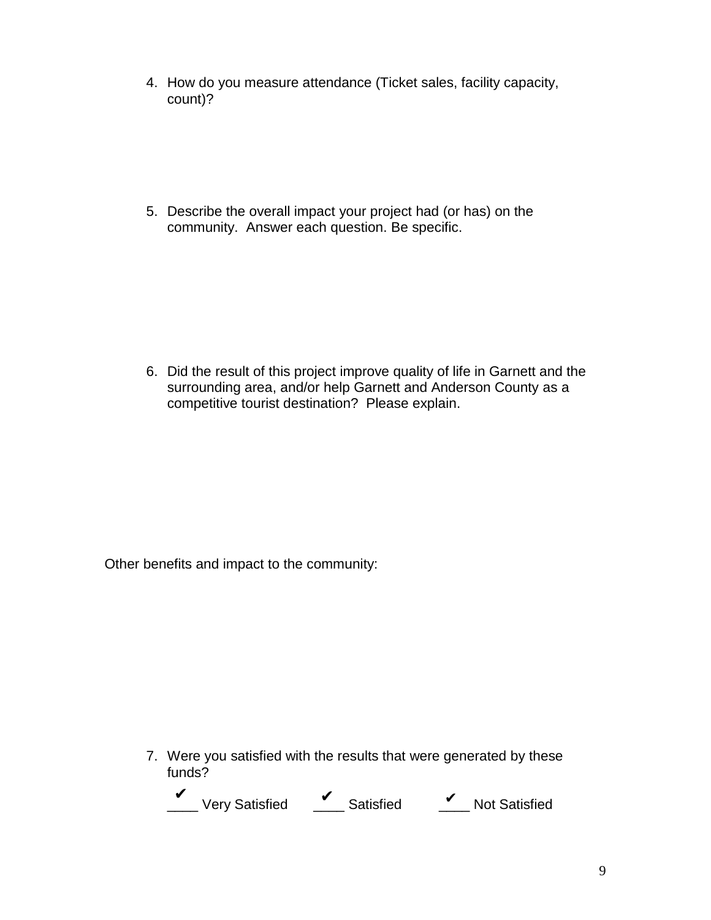4. How do you measure attendance (Ticket sales, facility capacity, count)?

5. Describe the overall impact your project had (or has) on the community. Answer each question. Be specific.

6. Did the result of this project improve quality of life in Garnett and the surrounding area, and/or help Garnett and Anderson County as a competitive tourist destination? Please explain.

Other benefits and impact to the community:

7. Were you satisfied with the results that were generated by these funds?

   ✔ ____ Very Satisfied ✔ ____ Satisfied ✔ ____ Not Satisfied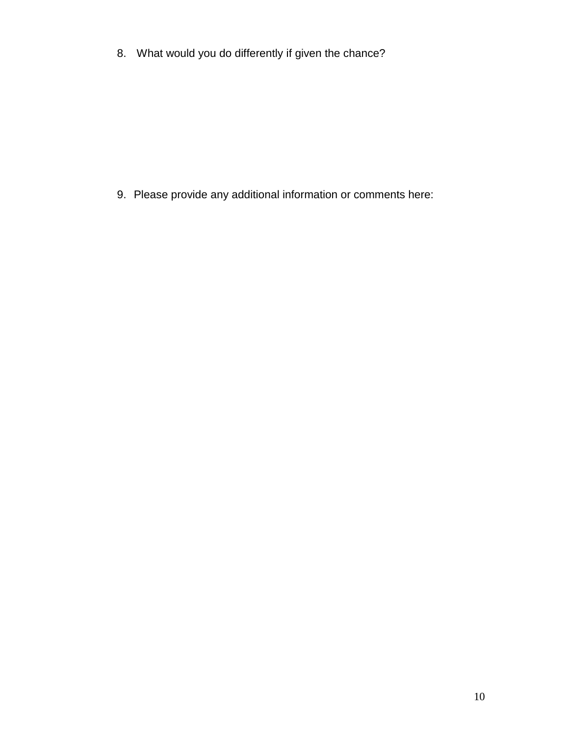8. What would you do differently if given the chance?

9. Please provide any additional information or comments here: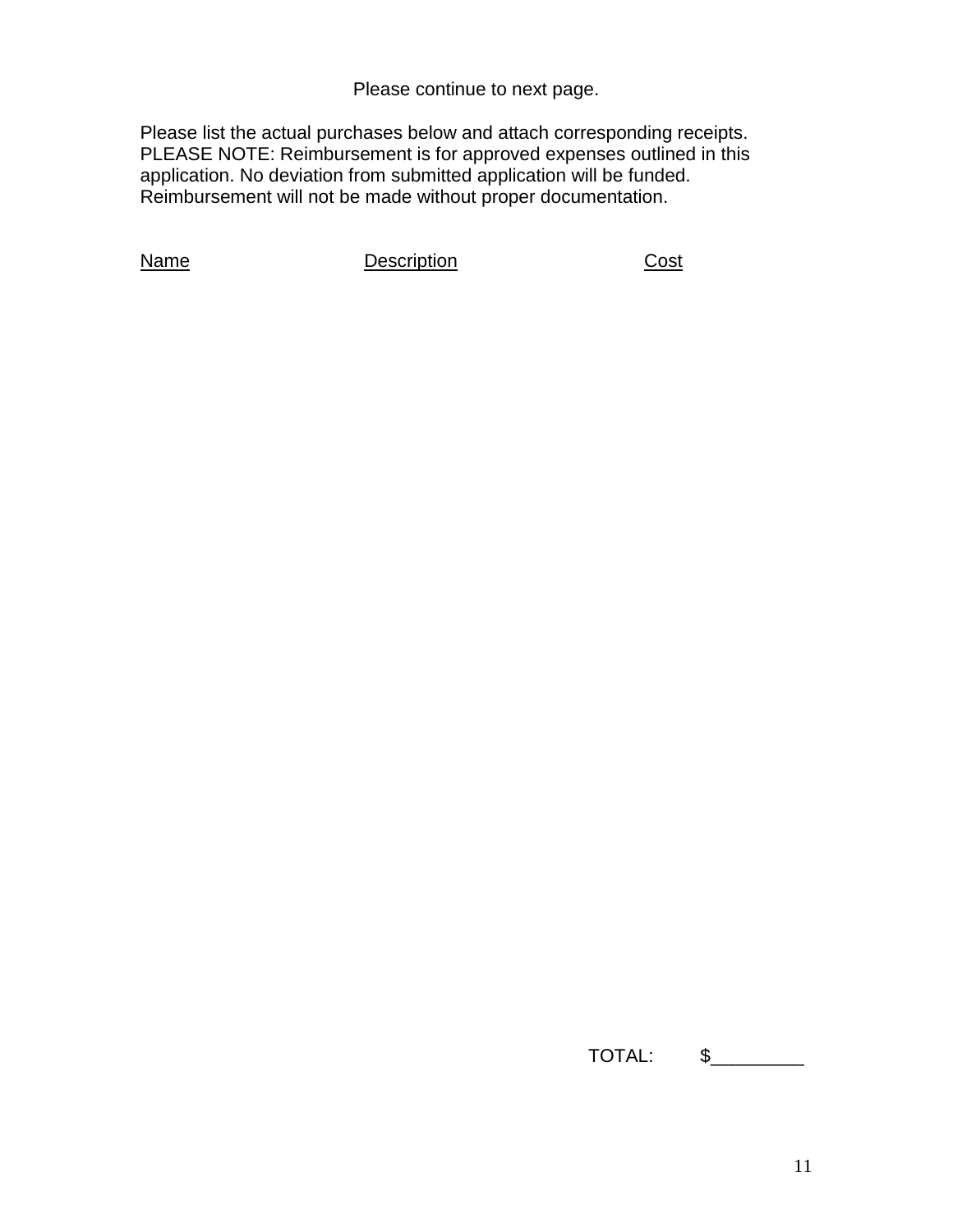Please continue to next page.

Please list the actual purchases below and attach corresponding receipts. PLEASE NOTE: Reimbursement is for approved expenses outlined in this application. No deviation from submitted application will be funded. Reimbursement will not be made without proper documentation.

| Name | Description | Cost |
|---|---|---|

TOTAL: $_________